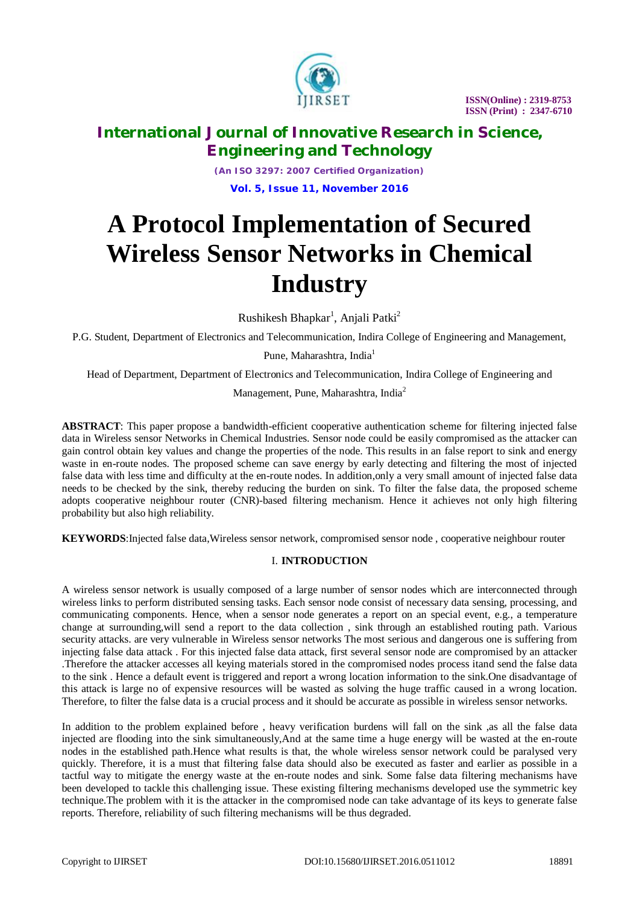# A Protocol Implementation of Secured Wireless Sensor Networks in Chemical Industry

Rushikesh Bhapkar[1], Anjali Patki[2]

P.G. Student, Department of Electronics and Telecommunication, Indira College of Engineering and Management, Pune, Maharashtra, India[1]

Head of Department, Department of Electronics and Telecommunication, Indira College of Engineering and Management, Pune, Maharashtra, India[2]

**ABSTRACT**: This paper propose a bandwidth-efficient cooperative authentication scheme for filtering injected false data in Wireless sensor Networks in Chemical Industries. Sensor node could be easily compromised as the attacker can gain control obtain key values and change the properties of the node. This results in an false report to sink and energy waste in en-route nodes. The proposed scheme can save energy by early detecting and filtering the most of injected false data with less time and difficulty at the en-route nodes. In addition,only a very small amount of injected false data needs to be checked by the sink, thereby reducing the burden on sink. To filter the false data, the proposed scheme adopts cooperative neighbour router (CNR)-based filtering mechanism. Hence it achieves not only high filtering probability but also high reliability.

**KEYWORDS**:Injected false data,Wireless sensor network, compromised sensor node , cooperative neighbour router

## I. INTRODUCTION

A wireless sensor network is usually composed of a large number of sensor nodes which are interconnected through wireless links to perform distributed sensing tasks. Each sensor node consist of necessary data sensing, processing, and communicating components. Hence, when a sensor node generates a report on an special event, e.g., a temperature change at surrounding,will send a report to the data collection , sink through an established routing path. Various security attacks. are very vulnerable in Wireless sensor networks The most serious and dangerous one is suffering from injecting false data attack . For this injected false data attack, first several sensor node are compromised by an attacker .Therefore the attacker accesses all keying materials stored in the compromised nodes process itand send the false data to the sink . Hence a default event is triggered and report a wrong location information to the sink.One disadvantage of this attack is large no of expensive resources will be wasted as solving the huge traffic caused in a wrong location. Therefore, to filter the false data is a crucial process and it should be accurate as possible in wireless sensor networks.

In addition to the problem explained before , heavy verification burdens will fall on the sink ,as all the false data injected are flooding into the sink simultaneously,And at the same time a huge energy will be wasted at the en-route nodes in the established path.Hence what results is that, the whole wireless sensor network could be paralysed very quickly. Therefore, it is a must that filtering false data should also be executed as faster and earlier as possible in a tactful way to mitigate the energy waste at the en-route nodes and sink. Some false data filtering mechanisms have been developed to tackle this challenging issue. These existing filtering mechanisms developed use the symmetric key technique.The problem with it is the attacker in the compromised node can take advantage of its keys to generate false reports. Therefore, reliability of such filtering mechanisms will be thus degraded.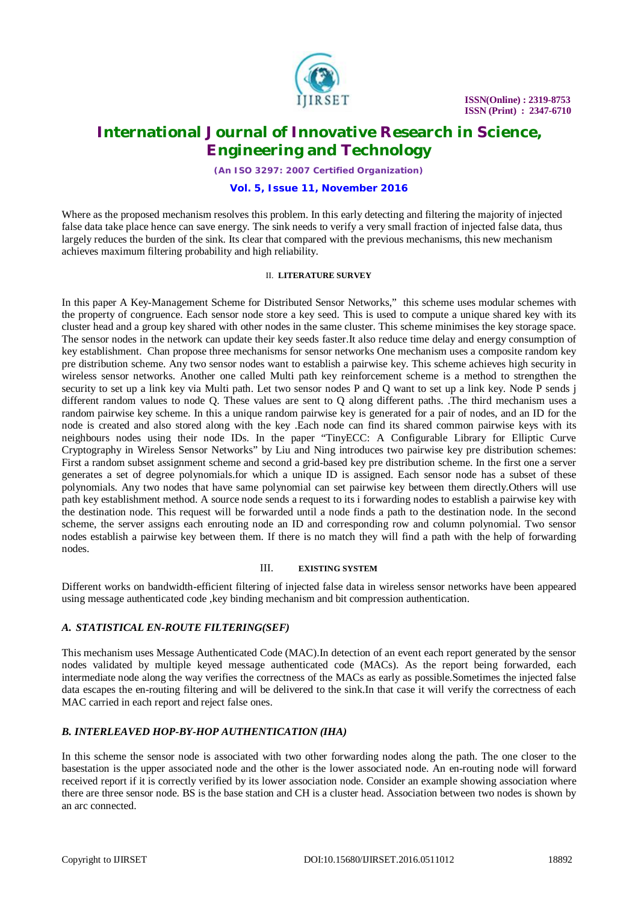Where as the proposed mechanism resolves this problem. In this early detecting and filtering the majority of injected false data take place hence can save energy. The sink needs to verify a very small fraction of injected false data, thus largely reduces the burden of the sink. Its clear that compared with the previous mechanisms, this new mechanism achieves maximum filtering probability and high reliability.

## II. LITERATURE SURVEY

In this paper A Key-Management Scheme for Distributed Sensor Networks," this scheme uses modular schemes with the property of congruence. Each sensor node store a key seed. This is used to compute a unique shared key with its cluster head and a group key shared with other nodes in the same cluster. This scheme minimises the key storage space. The sensor nodes in the network can update their key seeds faster.It also reduce time delay and energy consumption of key establishment. Chan propose three mechanisms for sensor networks One mechanism uses a composite random key pre distribution scheme. Any two sensor nodes want to establish a pairwise key. This scheme achieves high security in wireless sensor networks. Another one called Multi path key reinforcement scheme is a method to strengthen the security to set up a link key via Multi path. Let two sensor nodes P and Q want to set up a link key. Node P sends j different random values to node Q. These values are sent to Q along different paths. .The third mechanism uses a random pairwise key scheme. In this a unique random pairwise key is generated for a pair of nodes, and an ID for the node is created and also stored along with the key .Each node can find its shared common pairwise keys with its neighbours nodes using their node IDs. In the paper "TinyECC: A Configurable Library for Elliptic Curve Cryptography in Wireless Sensor Networks" by Liu and Ning introduces two pairwise key pre distribution schemes: First a random subset assignment scheme and second a grid-based key pre distribution scheme. In the first one a server generates a set of degree polynomials.for which a unique ID is assigned. Each sensor node has a subset of these polynomials. Any two nodes that have same polynomial can set pairwise key between them directly.Others will use path key establishment method. A source node sends a request to its i forwarding nodes to establish a pairwise key with the destination node. This request will be forwarded until a node finds a path to the destination node. In the second scheme, the server assigns each enrouting node an ID and corresponding row and column polynomial. Two sensor nodes establish a pairwise key between them. If there is no match they will find a path with the help of forwarding nodes.

## III. EXISTING SYSTEM

Different works on bandwidth-efficient filtering of injected false data in wireless sensor networks have been appeared using message authenticated code ,key binding mechanism and bit compression authentication.

### *A. STATISTICAL EN-ROUTE FILTERING(SEF)*

This mechanism uses Message Authenticated Code (MAC).In detection of an event each report generated by the sensor nodes validated by multiple keyed message authenticated code (MACs). As the report being forwarded, each intermediate node along the way verifies the correctness of the MACs as early as possible.Sometimes the injected false data escapes the en-routing filtering and will be delivered to the sink.In that case it will verify the correctness of each MAC carried in each report and reject false ones.

### *B. INTERLEAVED HOP-BY-HOP AUTHENTICATION (IHA)*

In this scheme the sensor node is associated with two other forwarding nodes along the path. The one closer to the basestation is the upper associated node and the other is the lower associated node. An en-routing node will forward received report if it is correctly verified by its lower association node. Consider an example showing association where there are three sensor node. BS is the base station and CH is a cluster head. Association between two nodes is shown by an arc connected.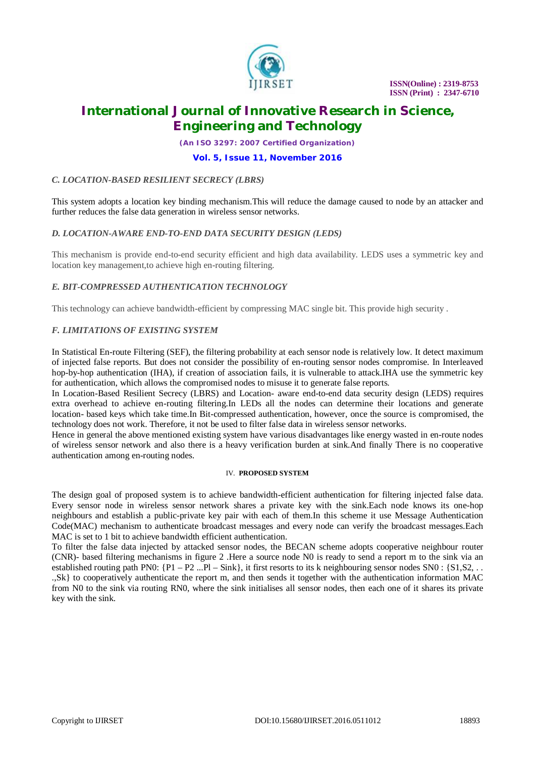### *C. LOCATION-BASED RESILIENT SECRECY (LBRS)*

This system adopts a location key binding mechanism.This will reduce the damage caused to node by an attacker and further reduces the false data generation in wireless sensor networks.

### *D. LOCATION-AWARE END-TO-END DATA SECURITY DESIGN (LEDS)*

This mechanism is provide end-to-end security efficient and high data availability. LEDS uses a symmetric key and location key management,to achieve high en-routing filtering.

### *E. BIT-COMPRESSED AUTHENTICATION TECHNOLOGY*

This technology can achieve bandwidth-efficient by compressing MAC single bit. This provide high security .

### *F. LIMITATIONS OF EXISTING SYSTEM*

In Statistical En-route Filtering (SEF), the filtering probability at each sensor node is relatively low. It detect maximum of injected false reports. But does not consider the possibility of en-routing sensor nodes compromise. In Interleaved hop-by-hop authentication (IHA), if creation of association fails, it is vulnerable to attack.IHA use the symmetric key for authentication, which allows the compromised nodes to misuse it to generate false reports.

In Location-Based Resilient Secrecy (LBRS) and Location- aware end-to-end data security design (LEDS) requires extra overhead to achieve en-routing filtering.In LEDs all the nodes can determine their locations and generate location- based keys which take time.In Bit-compressed authentication, however, once the source is compromised, the technology does not work. Therefore, it not be used to filter false data in wireless sensor networks.

Hence in general the above mentioned existing system have various disadvantages like energy wasted in en-route nodes of wireless sensor network and also there is a heavy verification burden at sink.And finally There is no cooperative authentication among en-routing nodes.

## IV. **PROPOSED SYSTEM**

The design goal of proposed system is to achieve bandwidth-efficient authentication for filtering injected false data. Every sensor node in wireless sensor network shares a private key with the sink.Each node knows its one-hop neighbours and establish a public-private key pair with each of them.In this scheme it use Message Authentication Code(MAC) mechanism to authenticate broadcast messages and every node can verify the broadcast messages.Each MAC is set to 1 bit to achieve bandwidth efficient authentication.

To filter the false data injected by attacked sensor nodes, the BECAN scheme adopts cooperative neighbour router (CNR)- based filtering mechanisms in figure 2 .Here a source node N0 is ready to send a report m to the sink via an established routing path PN0: {P1 – P2 ...Pl – Sink}, it first resorts to its k neighbouring sensor nodes SN0 : {S1,S2, . . .,Sk} to cooperatively authenticate the report m, and then sends it together with the authentication information MAC from N0 to the sink via routing RN0, where the sink initialises all sensor nodes, then each one of it shares its private key with the sink.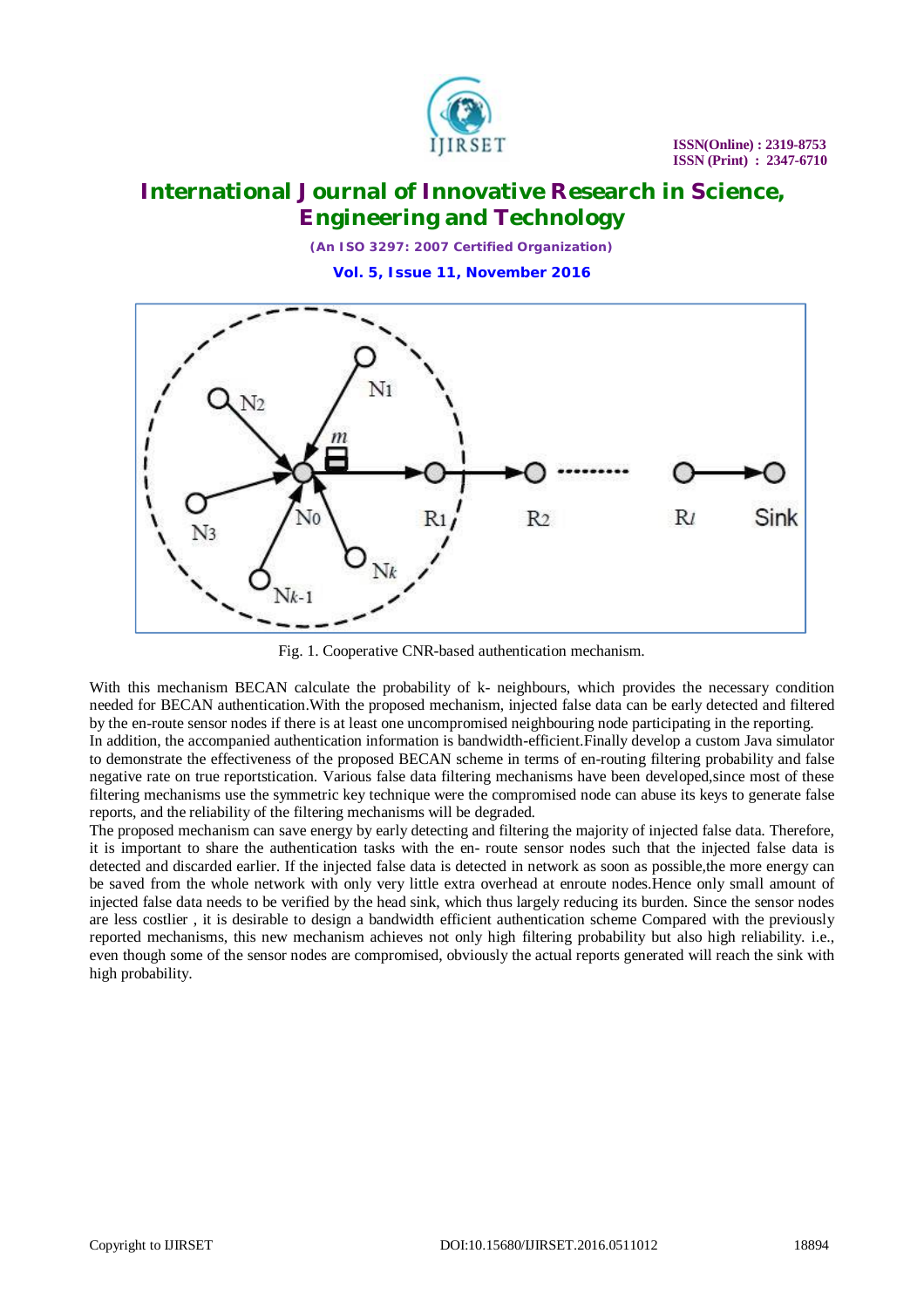Fig. 1. Cooperative CNR-based authentication mechanism.

With this mechanism BECAN calculate the probability of k- neighbours, which provides the necessary condition needed for BECAN authentication.With the proposed mechanism, injected false data can be early detected and filtered by the en-route sensor nodes if there is at least one uncompromised neighbouring node participating in the reporting.
In addition, the accompanied authentication information is bandwidth-efficient.Finally develop a custom Java simulator to demonstrate the effectiveness of the proposed BECAN scheme in terms of en-routing filtering probability and false negative rate on true reportstication. Various false data filtering mechanisms have been developed,since most of these filtering mechanisms use the symmetric key technique were the compromised node can abuse its keys to generate false reports, and the reliability of the filtering mechanisms will be degraded.
The proposed mechanism can save energy by early detecting and filtering the majority of injected false data. Therefore, it is important to share the authentication tasks with the en- route sensor nodes such that the injected false data is detected and discarded earlier. If the injected false data is detected in network as soon as possible,the more energy can be saved from the whole network with only very little extra overhead at enroute nodes.Hence only small amount of injected false data needs to be verified by the head sink, which thus largely reducing its burden. Since the sensor nodes are less costlier , it is desirable to design a bandwidth efficient authentication scheme Compared with the previously reported mechanisms, this new mechanism achieves not only high filtering probability but also high reliability. i.e., even though some of the sensor nodes are compromised, obviously the actual reports generated will reach the sink with high probability.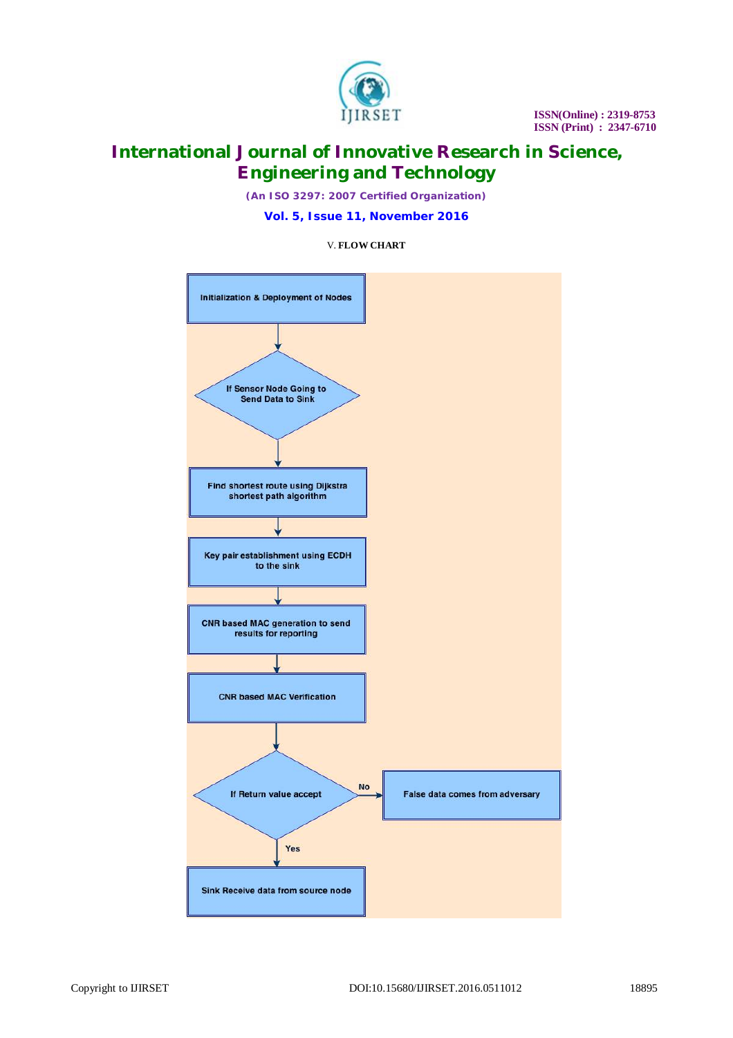## V. FLOW CHART

Initialization & Deployment of Nodes

If Sensor Node Going to Send Data to Sink

Find shortest route using Dijkstra shortest path algorithm

Key pair establishment using ECDH to the sink

CNR based MAC generation to send results for reporting

CNR based MAC Verification

If Return value accept

No

False data comes from adversary

Yes

Sink Receive data from source node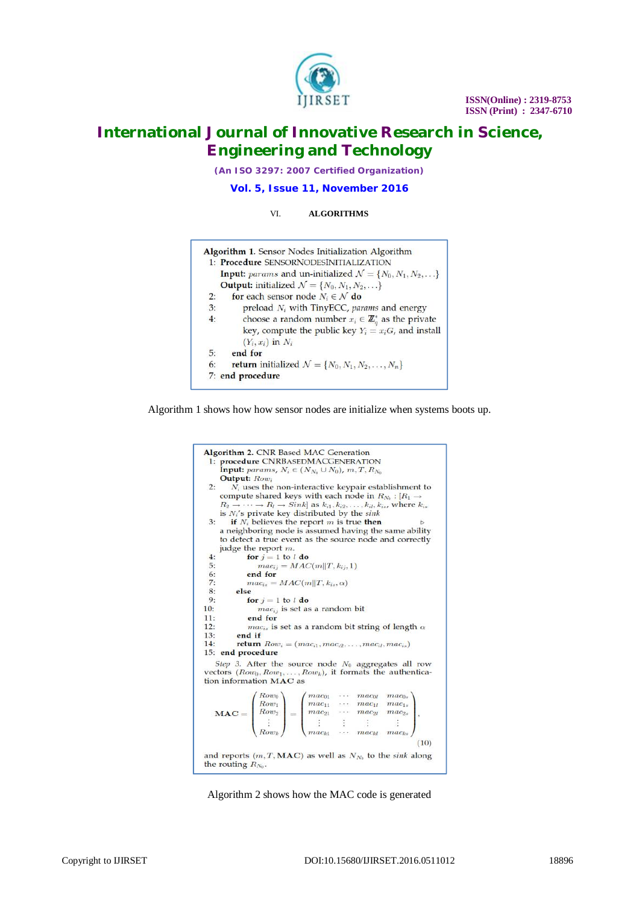## VI. ALGORITHMS

**Algorithm 1.** Sensor Nodes Initialization Algorithm

```
1: Procedure SENSORNODESINITIALIZATION
   Input: params and un-initialized 𝒩 = {N_0, N_1, N_2, ...}
   Output: initialized 𝒩 = {N_0, N_1, N_2, ...}
2:   for each sensor node N_i ∈ 𝒩 do
3:     preload N_i with TinyECC, params and energy
4:     choose a random number x_i ∈ Z*_q as the private
       key, compute the public key Y_i = x_i G, and install
       (Y_i, x_i) in N_i
5:   end for
6:   return initialized 𝒩 = {N_0, N_1, N_2, ..., N_n}
7: end procedure
```

Algorithm 1 shows how how sensor nodes are initialize when systems boots up.

**Algorithm 2.** CNR Based MAC Generation

```
1: procedure CNRBASEDMACGENERATION
   Input: params, N_i ∈ (N_{N_0} ∪ N_0), m, T, R_{N_0}
   Output: Row_i
2:   N_i uses the non-interactive keypair establishment to
   compute shared keys with each node in R_{N_0} : [R_1 →
   R_2 → ··· → R_l → Sink] as k_{i1}, k_{i2}, ..., k_{il}, k_{is}, where k_{is}
   is N_i's private key distributed by the sink
3:   if N_i believes the report m is true then        ▷
   a neighboring node is assumed having the same ability
   to detect a true event as the source node and correctly
   judge the report m.
4:       for j = 1 to l do
5:           mac_{ij} = MAC(m||T, k_{ij}, 1)
6:       end for
7:       mac_{is} = MAC(m||T, k_{is}, α)
8:   else
9:       for j = 1 to l do
10:          mac_{ij} is set as a random bit
11:      end for
12:      mac_{is} is set as a random bit string of length α
13:  end if
14:  return Row_i = (mac_{i1}, mac_{i2}, ..., mac_{il}, mac_{is})
15: end procedure
```

*Step 3.* After the source node $N_0$ aggregates all row vectors $(Row_0, Row_1, \ldots, Row_k)$, it formats the authentication information **MAC** as

$$\mathbf{MAC} = \begin{pmatrix} Row_0 \\ Row_1 \\ Row_2 \\ \vdots \\ Row_k \end{pmatrix} = \begin{pmatrix} mac_{01} & \cdots & mac_{0l} & mac_{0s} \\ mac_{11} & \cdots & mac_{1l} & mac_{1s} \\ mac_{21} & \cdots & mac_{2l} & mac_{2s} \\ \vdots & \vdots & \vdots & \vdots \\ mac_{k1} & \cdots & mac_{kl} & mac_{ks} \end{pmatrix}, \quad (10)$$

and reports $(m, T, \mathbf{MAC})$ as well as $N_{N_0}$ to the *sink* along the routing $R_{N_0}$.

Algorithm 2 shows how the MAC code is generated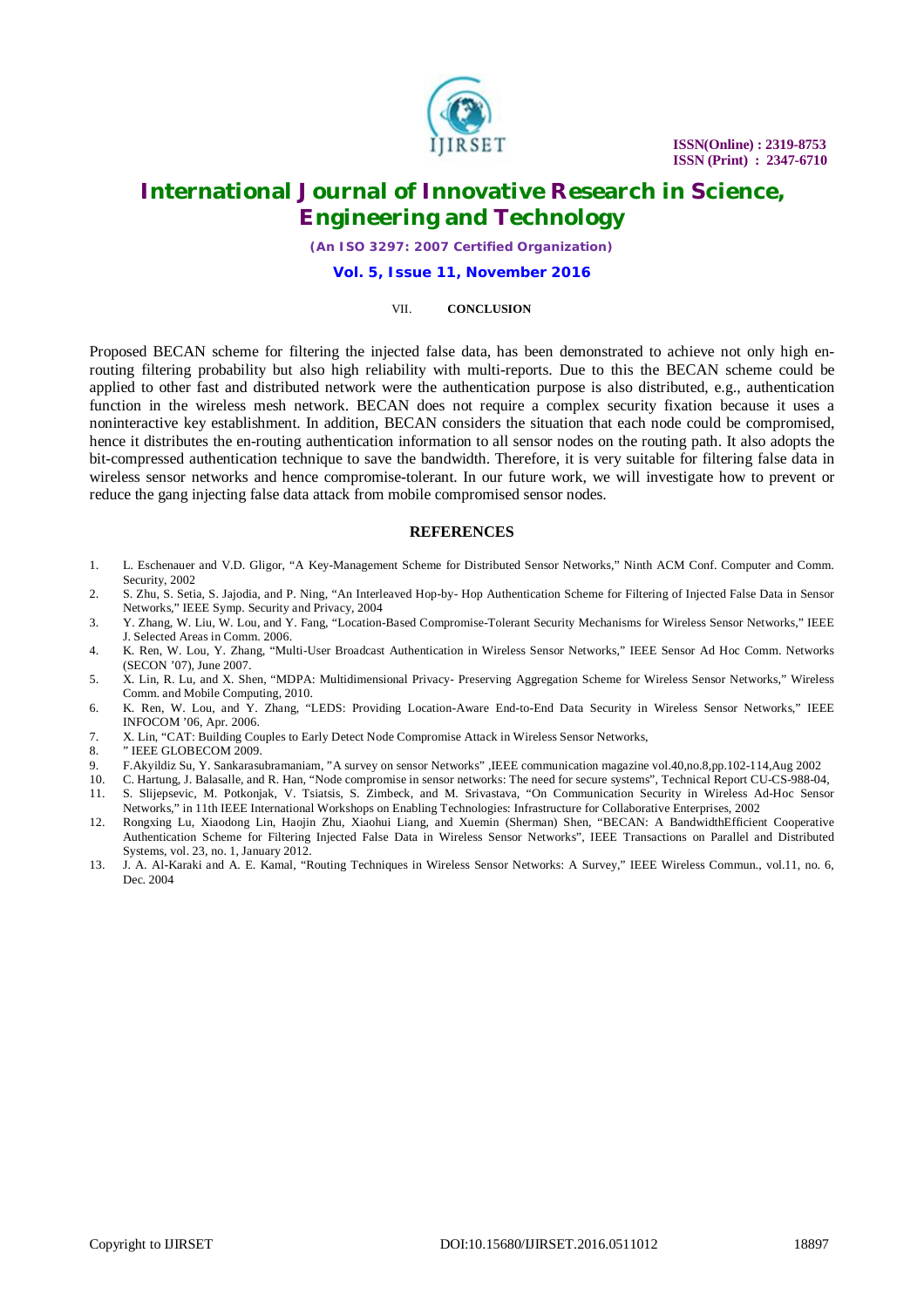## VII. CONCLUSION

Proposed BECAN scheme for filtering the injected false data, has been demonstrated to achieve not only high en-routing filtering probability but also high reliability with multi-reports. Due to this the BECAN scheme could be applied to other fast and distributed network were the authentication purpose is also distributed, e.g., authentication function in the wireless mesh network. BECAN does not require a complex security fixation because it uses a noninteractive key establishment. In addition, BECAN considers the situation that each node could be compromised, hence it distributes the en-routing authentication information to all sensor nodes on the routing path. It also adopts the bit-compressed authentication technique to save the bandwidth. Therefore, it is very suitable for filtering false data in wireless sensor networks and hence compromise-tolerant. In our future work, we will investigate how to prevent or reduce the gang injecting false data attack from mobile compromised sensor nodes.

## REFERENCES

1. L. Eschenauer and V.D. Gligor, "A Key-Management Scheme for Distributed Sensor Networks," Ninth ACM Conf. Computer and Comm. Security, 2002
2. S. Zhu, S. Setia, S. Jajodia, and P. Ning, "An Interleaved Hop-by- Hop Authentication Scheme for Filtering of Injected False Data in Sensor Networks," IEEE Symp. Security and Privacy, 2004
3. Y. Zhang, W. Liu, W. Lou, and Y. Fang, "Location-Based Compromise-Tolerant Security Mechanisms for Wireless Sensor Networks," IEEE J. Selected Areas in Comm. 2006.
4. K. Ren, W. Lou, Y. Zhang, "Multi-User Broadcast Authentication in Wireless Sensor Networks," IEEE Sensor Ad Hoc Comm. Networks (SECON '07), June 2007.
5. X. Lin, R. Lu, and X. Shen, "MDPA: Multidimensional Privacy- Preserving Aggregation Scheme for Wireless Sensor Networks," Wireless Comm. and Mobile Computing, 2010.
6. K. Ren, W. Lou, and Y. Zhang, "LEDS: Providing Location-Aware End-to-End Data Security in Wireless Sensor Networks," IEEE INFOCOM '06, Apr. 2006.
7. X. Lin, "CAT: Building Couples to Early Detect Node Compromise Attack in Wireless Sensor Networks,
8. " IEEE GLOBECOM 2009.
9. F.Akyildiz Su, Y. Sankarasubramaniam, "A survey on sensor Networks" ,IEEE communication magazine vol.40,no.8,pp.102-114,Aug 2002
10. C. Hartung, J. Balasalle, and R. Han, "Node compromise in sensor networks: The need for secure systems", Technical Report CU-CS-988-04,
11. S. Slijepsevic, M. Potkonjak, V. Tsiatsis, S. Zimbeck, and M. Srivastava, "On Communication Security in Wireless Ad-Hoc Sensor Networks," in 11th IEEE International Workshops on Enabling Technologies: Infrastructure for Collaborative Enterprises, 2002
12. Rongxing Lu, Xiaodong Lin, Haojin Zhu, Xiaohui Liang, and Xuemin (Sherman) Shen, "BECAN: A BandwidthEfficient Cooperative Authentication Scheme for Filtering Injected False Data in Wireless Sensor Networks", IEEE Transactions on Parallel and Distributed Systems, vol. 23, no. 1, January 2012.
13. J. A. Al-Karaki and A. E. Kamal, "Routing Techniques in Wireless Sensor Networks: A Survey," IEEE Wireless Commun., vol.11, no. 6, Dec. 2004